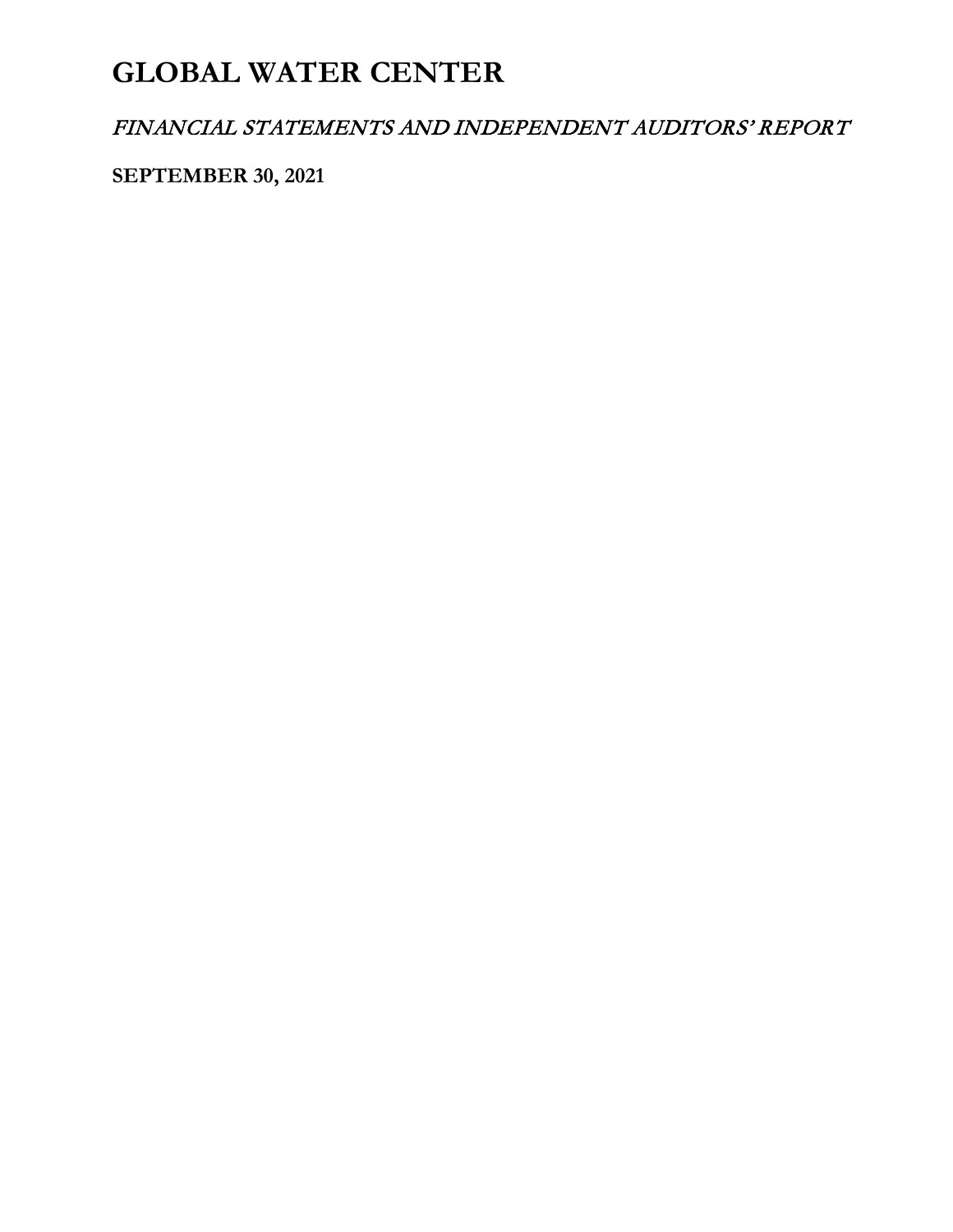# GLOBAL WATER CENTER

*FINANCIAL STATEMENTS AND INDEPENDENT AUDITORS' REPORT*

**SEPTEMBER 30, 2021**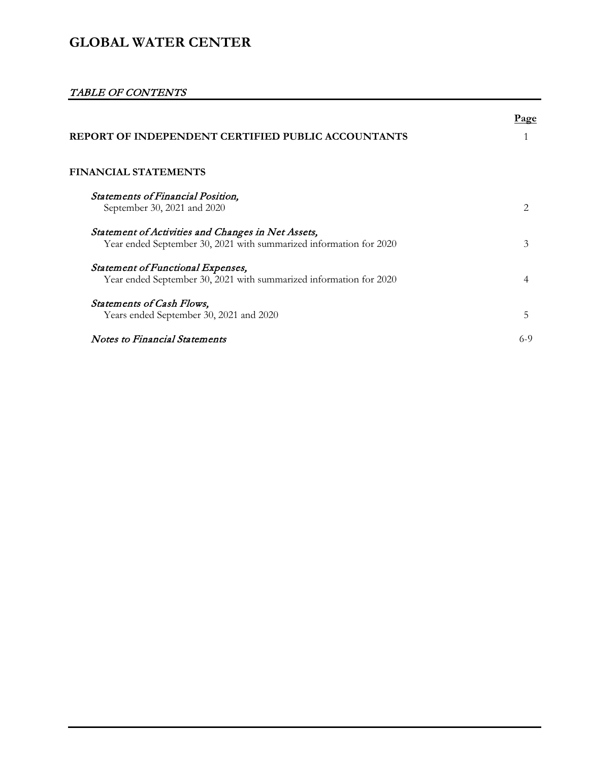# GLOBAL WATER CENTER

## *TABLE OF CONTENTS*

| | Page |
|---|---|
| **REPORT OF INDEPENDENT CERTIFIED PUBLIC ACCOUNTANTS** | 1 |
| **FINANCIAL STATEMENTS** | |
| *Statements of Financial Position,* September 30, 2021 and 2020 | 2 |
| *Statement of Activities and Changes in Net Assets,* Year ended September 30, 2021 with summarized information for 2020 | 3 |
| *Statement of Functional Expenses,* Year ended September 30, 2021 with summarized information for 2020 | 4 |
| *Statements of Cash Flows,* Years ended September 30, 2021 and 2020 | 5 |
| *Notes to Financial Statements* | 6-9 |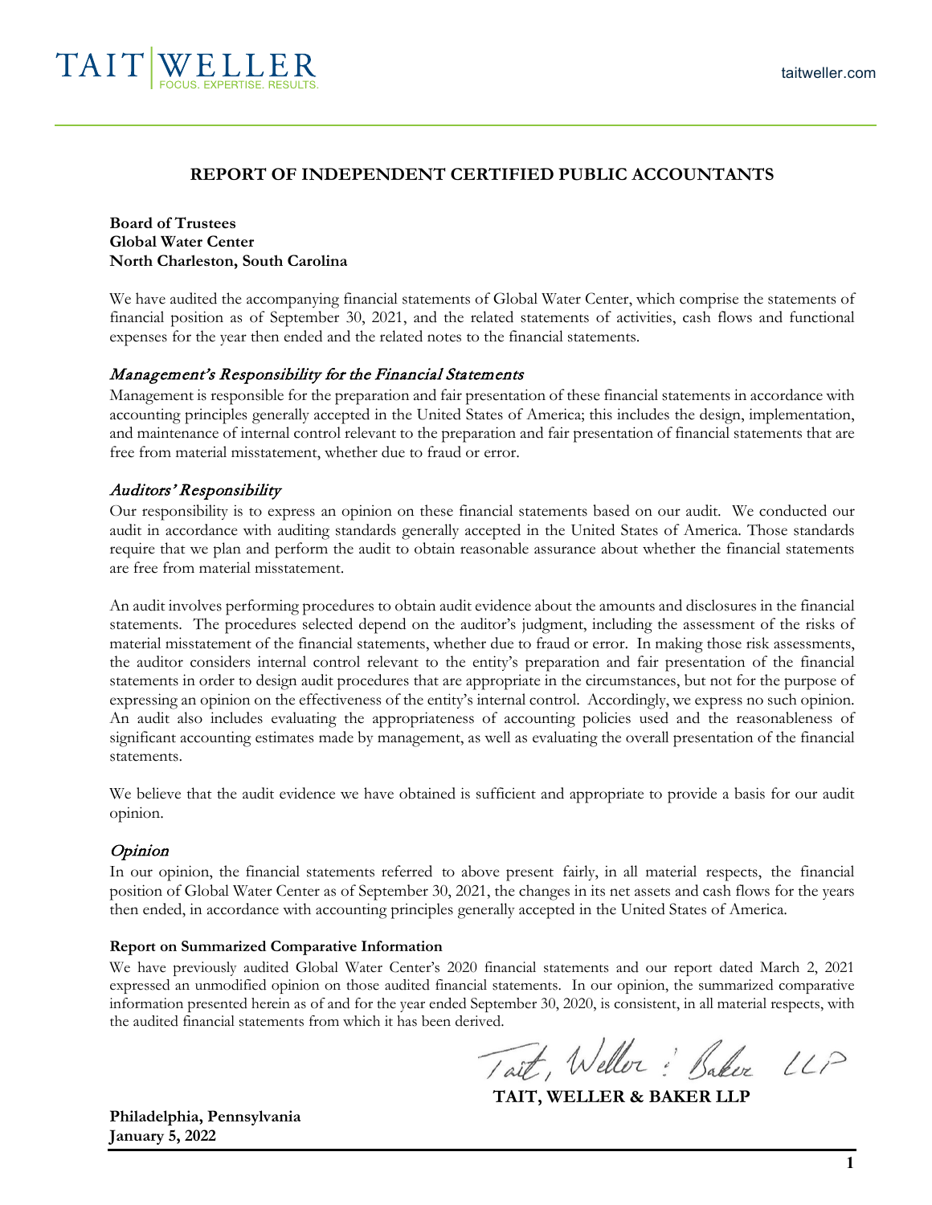TAIT | WELLER
FOCUS. EXPERTISE. RESULTS.

taitweller.com

## REPORT OF INDEPENDENT CERTIFIED PUBLIC ACCOUNTANTS

**Board of Trustees**
**Global Water Center**
**North Charleston, South Carolina**

We have audited the accompanying financial statements of Global Water Center, which comprise the statements of financial position as of September 30, 2021, and the related statements of activities, cash flows and functional expenses for the year then ended and the related notes to the financial statements.

### *Management's Responsibility for the Financial Statements*

Management is responsible for the preparation and fair presentation of these financial statements in accordance with accounting principles generally accepted in the United States of America; this includes the design, implementation, and maintenance of internal control relevant to the preparation and fair presentation of financial statements that are free from material misstatement, whether due to fraud or error.

### *Auditors' Responsibility*

Our responsibility is to express an opinion on these financial statements based on our audit. We conducted our audit in accordance with auditing standards generally accepted in the United States of America. Those standards require that we plan and perform the audit to obtain reasonable assurance about whether the financial statements are free from material misstatement.

An audit involves performing procedures to obtain audit evidence about the amounts and disclosures in the financial statements. The procedures selected depend on the auditor's judgment, including the assessment of the risks of material misstatement of the financial statements, whether due to fraud or error. In making those risk assessments, the auditor considers internal control relevant to the entity's preparation and fair presentation of the financial statements in order to design audit procedures that are appropriate in the circumstances, but not for the purpose of expressing an opinion on the effectiveness of the entity's internal control. Accordingly, we express no such opinion. An audit also includes evaluating the appropriateness of accounting policies used and the reasonableness of significant accounting estimates made by management, as well as evaluating the overall presentation of the financial statements.

We believe that the audit evidence we have obtained is sufficient and appropriate to provide a basis for our audit opinion.

### *Opinion*

In our opinion, the financial statements referred to above present fairly, in all material respects, the financial position of Global Water Center as of September 30, 2021, the changes in its net assets and cash flows for the years then ended, in accordance with accounting principles generally accepted in the United States of America.

**Report on Summarized Comparative Information**

We have previously audited Global Water Center's 2020 financial statements and our report dated March 2, 2021 expressed an unmodified opinion on those audited financial statements. In our opinion, the summarized comparative information presented herein as of and for the year ended September 30, 2020, is consistent, in all material respects, with the audited financial statements from which it has been derived.

Tait, Weller & Baker LLP

**TAIT, WELLER & BAKER LLP**

**Philadelphia, Pennsylvania**
**January 5, 2022**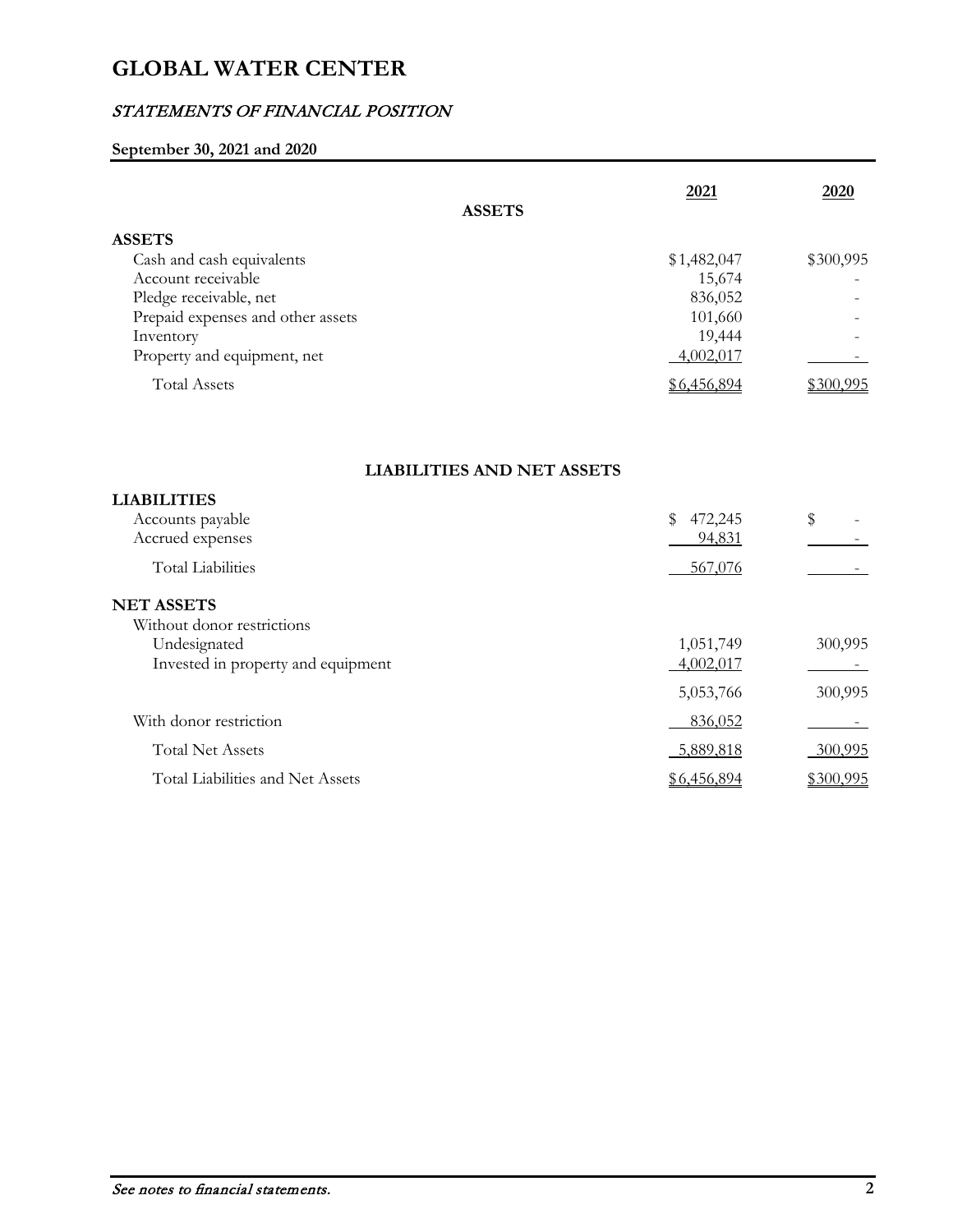# GLOBAL WATER CENTER

## *STATEMENTS OF FINANCIAL POSITION*

**September 30, 2021 and 2020**

| | 2021 | 2020 |
|---|---|---|
| **ASSETS** | | |
| **ASSETS** | | |
| Cash and cash equivalents | $1,482,047 | $300,995 |
| Account receivable | 15,674 | - |
| Pledge receivable, net | 836,052 | - |
| Prepaid expenses and other assets | 101,660 | - |
| Inventory | 19,444 | - |
| Property and equipment, net | 4,002,017 | - |
| Total Assets | $6,456,894 | $300,995 |

| | 2021 | 2020 |
|---|---|---|
| **LIABILITIES AND NET ASSETS** | | |
| **LIABILITIES** | | |
| Accounts payable | $ 472,245 | $ - |
| Accrued expenses | 94,831 | - |
| Total Liabilities | 567,076 | - |
| **NET ASSETS** | | |
| Without donor restrictions | | |
| Undesignated | 1,051,749 | 300,995 |
| Invested in property and equipment | 4,002,017 | - |
| | 5,053,766 | 300,995 |
| With donor restriction | 836,052 | - |
| Total Net Assets | 5,889,818 | 300,995 |
| Total Liabilities and Net Assets | $6,456,894 | $300,995 |

*See notes to financial statements.*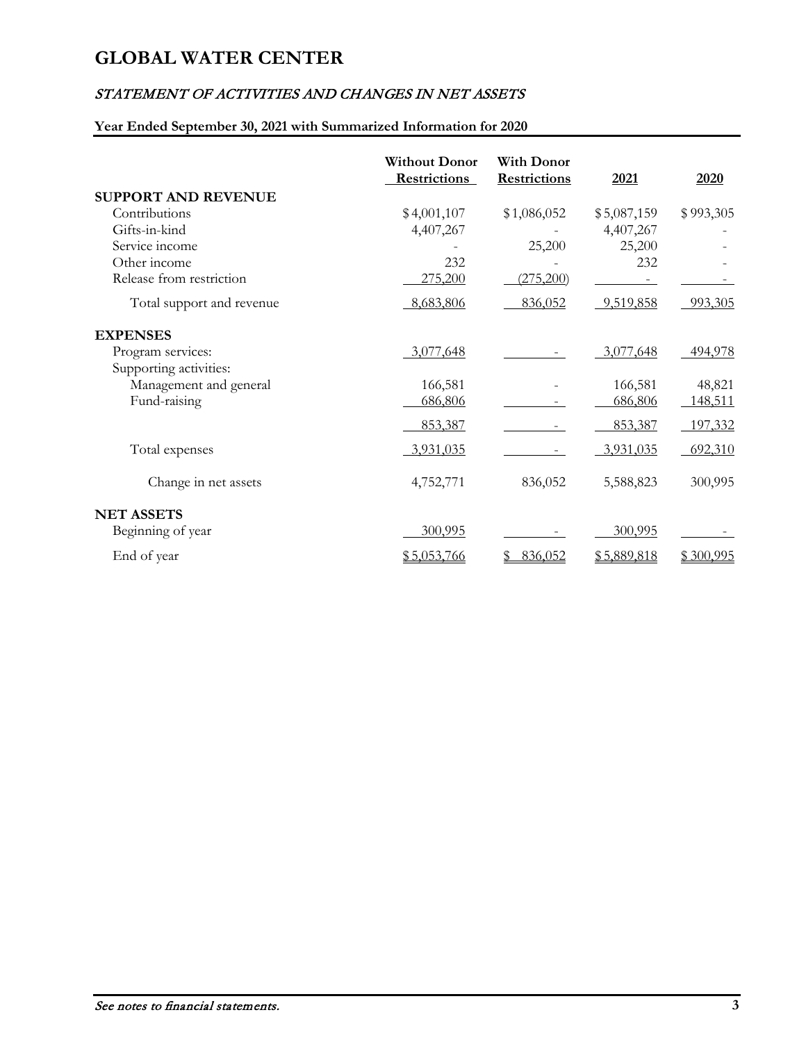# GLOBAL WATER CENTER

## *STATEMENT OF ACTIVITIES AND CHANGES IN NET ASSETS*

**Year Ended September 30, 2021 with Summarized Information for 2020**

| | Without Donor Restrictions | With Donor Restrictions | 2021 | 2020 |
|---|---|---|---|---|
| **SUPPORT AND REVENUE** | | | | |
| Contributions | $4,001,107 | $1,086,052 | $5,087,159 | $993,305 |
| Gifts-in-kind | 4,407,267 | - | 4,407,267 | - |
| Service income | - | 25,200 | 25,200 | - |
| Other income | 232 | - | 232 | - |
| Release from restriction | 275,200 | (275,200) | - | - |
| Total support and revenue | 8,683,806 | 836,052 | 9,519,858 | 993,305 |
| **EXPENSES** | | | | |
| Program services: | 3,077,648 | - | 3,077,648 | 494,978 |
| Supporting activities: | | | | |
| Management and general | 166,581 | - | 166,581 | 48,821 |
| Fund-raising | 686,806 | - | 686,806 | 148,511 |
| | 853,387 | - | 853,387 | 197,332 |
| Total expenses | 3,931,035 | - | 3,931,035 | 692,310 |
| Change in net assets | 4,752,771 | 836,052 | 5,588,823 | 300,995 |
| **NET ASSETS** | | | | |
| Beginning of year | 300,995 | - | 300,995 | - |
| End of year | $5,053,766 | $ 836,052 | $5,889,818 | $300,995 |

*See notes to financial statements.*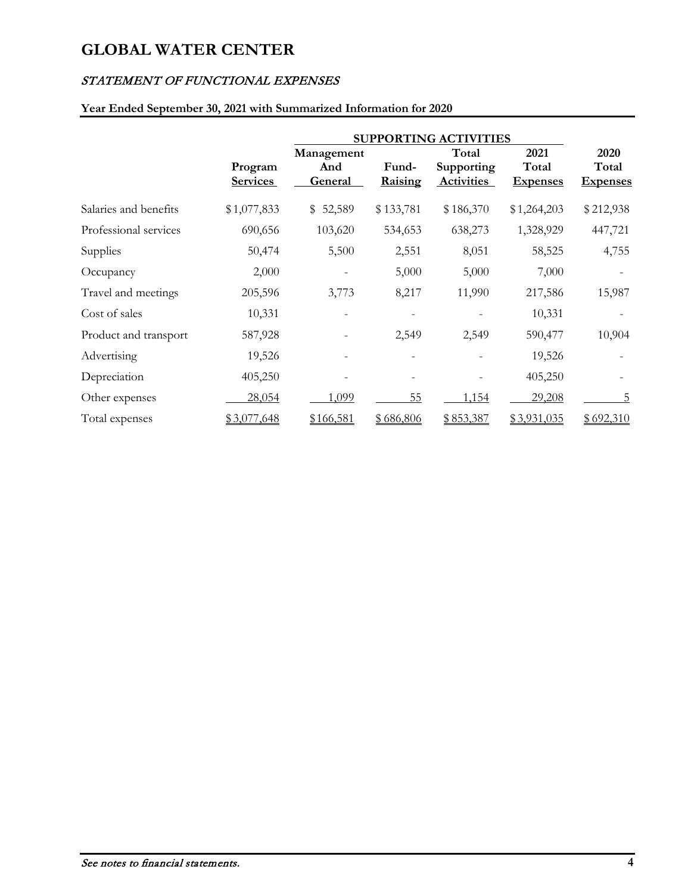# GLOBAL WATER CENTER

## *STATEMENT OF FUNCTIONAL EXPENSES*

**Year Ended September 30, 2021 with Summarized Information for 2020**

| | | SUPPORTING ACTIVITIES | | | | |
|---|---|---|---|---|---|---|
| | Program Services | Management And General | Fund-Raising | Total Supporting Activities | 2021 Total Expenses | 2020 Total Expenses |
| Salaries and benefits | $ 1,077,833 | $ 52,589 | $ 133,781 | $ 186,370 | $ 1,264,203 | $ 212,938 |
| Professional services | 690,656 | 103,620 | 534,653 | 638,273 | 1,328,929 | 447,721 |
| Supplies | 50,474 | 5,500 | 2,551 | 8,051 | 58,525 | 4,755 |
| Occupancy | 2,000 | - | 5,000 | 5,000 | 7,000 | - |
| Travel and meetings | 205,596 | 3,773 | 8,217 | 11,990 | 217,586 | 15,987 |
| Cost of sales | 10,331 | - | - | - | 10,331 | - |
| Product and transport | 587,928 | - | 2,549 | 2,549 | 590,477 | 10,904 |
| Advertising | 19,526 | - | - | - | 19,526 | - |
| Depreciation | 405,250 | - | - | - | 405,250 | - |
| Other expenses | 28,054 | 1,099 | 55 | 1,154 | 29,208 | 5 |
| Total expenses | $ 3,077,648 | $ 166,581 | $ 686,806 | $ 853,387 | $ 3,931,035 | $ 692,310 |

*See notes to financial statements.*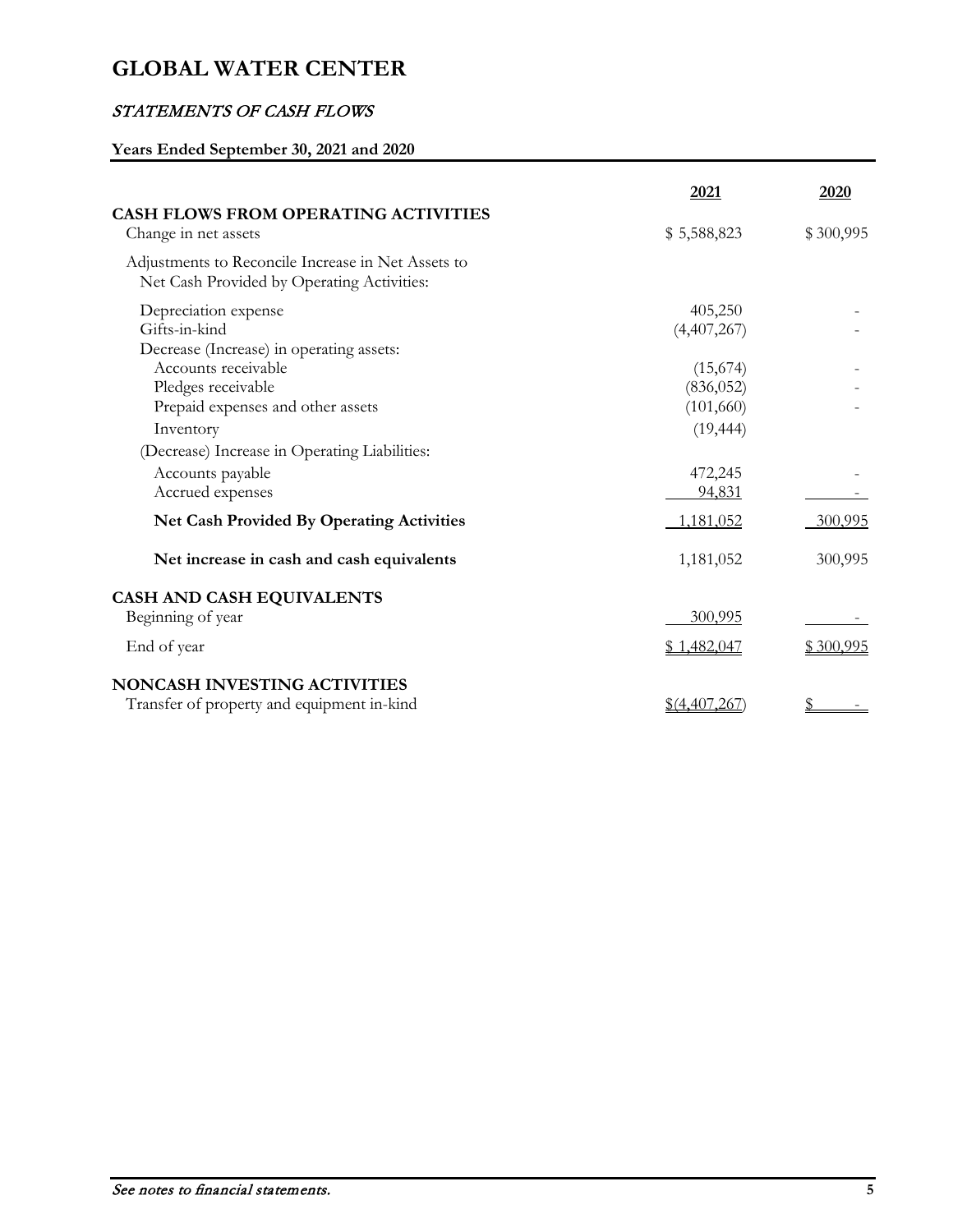# GLOBAL WATER CENTER

## *STATEMENTS OF CASH FLOWS*

**Years Ended September 30, 2021 and 2020**

| | 2021 | 2020 |
|---|---|---|
| **CASH FLOWS FROM OPERATING ACTIVITIES** | | |
| Change in net assets | $ 5,588,823 | $ 300,995 |
| Adjustments to Reconcile Increase in Net Assets to Net Cash Provided by Operating Activities: | | |
| Depreciation expense | 405,250 | - |
| Gifts-in-kind | (4,407,267) | - |
| Decrease (Increase) in operating assets: | | |
| Accounts receivable | (15,674) | - |
| Pledges receivable | (836,052) | - |
| Prepaid expenses and other assets | (101,660) | - |
| Inventory | (19,444) | |
| (Decrease) Increase in Operating Liabilities: | | |
| Accounts payable | 472,245 | - |
| Accrued expenses | 94,831 | - |
| **Net Cash Provided By Operating Activities** | 1,181,052 | 300,995 |
| **Net increase in cash and cash equivalents** | 1,181,052 | 300,995 |
| **CASH AND CASH EQUIVALENTS** | | |
| Beginning of year | 300,995 | - |
| End of year | $ 1,482,047 | $ 300,995 |
| **NONCASH INVESTING ACTIVITIES** | | |
| Transfer of property and equipment in-kind | $(4,407,267) | $ - |

*See notes to financial statements.*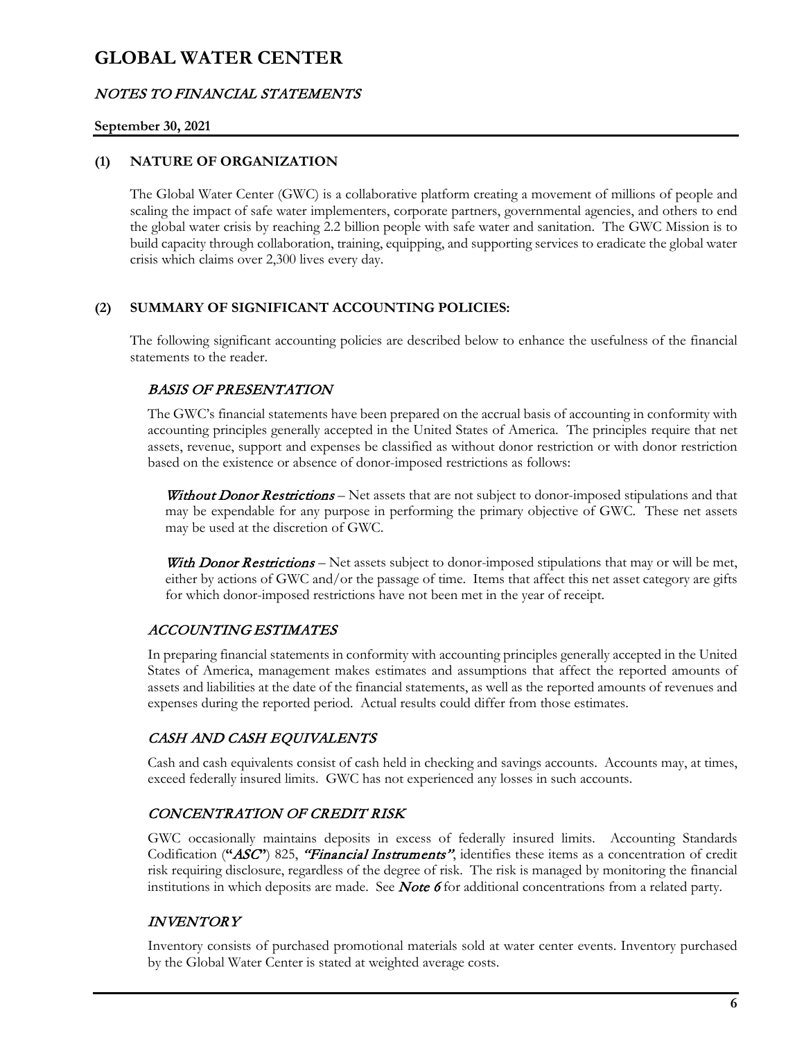# GLOBAL WATER CENTER

## *NOTES TO FINANCIAL STATEMENTS*

**September 30, 2021**

### (1) NATURE OF ORGANIZATION

The Global Water Center (GWC) is a collaborative platform creating a movement of millions of people and scaling the impact of safe water implementers, corporate partners, governmental agencies, and others to end the global water crisis by reaching 2.2 billion people with safe water and sanitation. The GWC Mission is to build capacity through collaboration, training, equipping, and supporting services to eradicate the global water crisis which claims over 2,300 lives every day.

### (2) SUMMARY OF SIGNIFICANT ACCOUNTING POLICIES:

The following significant accounting policies are described below to enhance the usefulness of the financial statements to the reader.

#### *BASIS OF PRESENTATION*

The GWC's financial statements have been prepared on the accrual basis of accounting in conformity with accounting principles generally accepted in the United States of America. The principles require that net assets, revenue, support and expenses be classified as without donor restriction or with donor restriction based on the existence or absence of donor-imposed restrictions as follows:

***Without Donor Restrictions*** – Net assets that are not subject to donor-imposed stipulations and that may be expendable for any purpose in performing the primary objective of GWC. These net assets may be used at the discretion of GWC.

***With Donor Restrictions*** – Net assets subject to donor-imposed stipulations that may or will be met, either by actions of GWC and/or the passage of time. Items that affect this net asset category are gifts for which donor-imposed restrictions have not been met in the year of receipt.

#### *ACCOUNTING ESTIMATES*

In preparing financial statements in conformity with accounting principles generally accepted in the United States of America, management makes estimates and assumptions that affect the reported amounts of assets and liabilities at the date of the financial statements, as well as the reported amounts of revenues and expenses during the reported period. Actual results could differ from those estimates.

#### *CASH AND CASH EQUIVALENTS*

Cash and cash equivalents consist of cash held in checking and savings accounts. Accounts may, at times, exceed federally insured limits. GWC has not experienced any losses in such accounts.

#### *CONCENTRATION OF CREDIT RISK*

GWC occasionally maintains deposits in excess of federally insured limits. Accounting Standards Codification (**"*ASC*"**) 825, ***"Financial Instruments"***, identifies these items as a concentration of credit risk requiring disclosure, regardless of the degree of risk. The risk is managed by monitoring the financial institutions in which deposits are made. See ***Note 6*** for additional concentrations from a related party.

#### *INVENTORY*

Inventory consists of purchased promotional materials sold at water center events. Inventory purchased by the Global Water Center is stated at weighted average costs.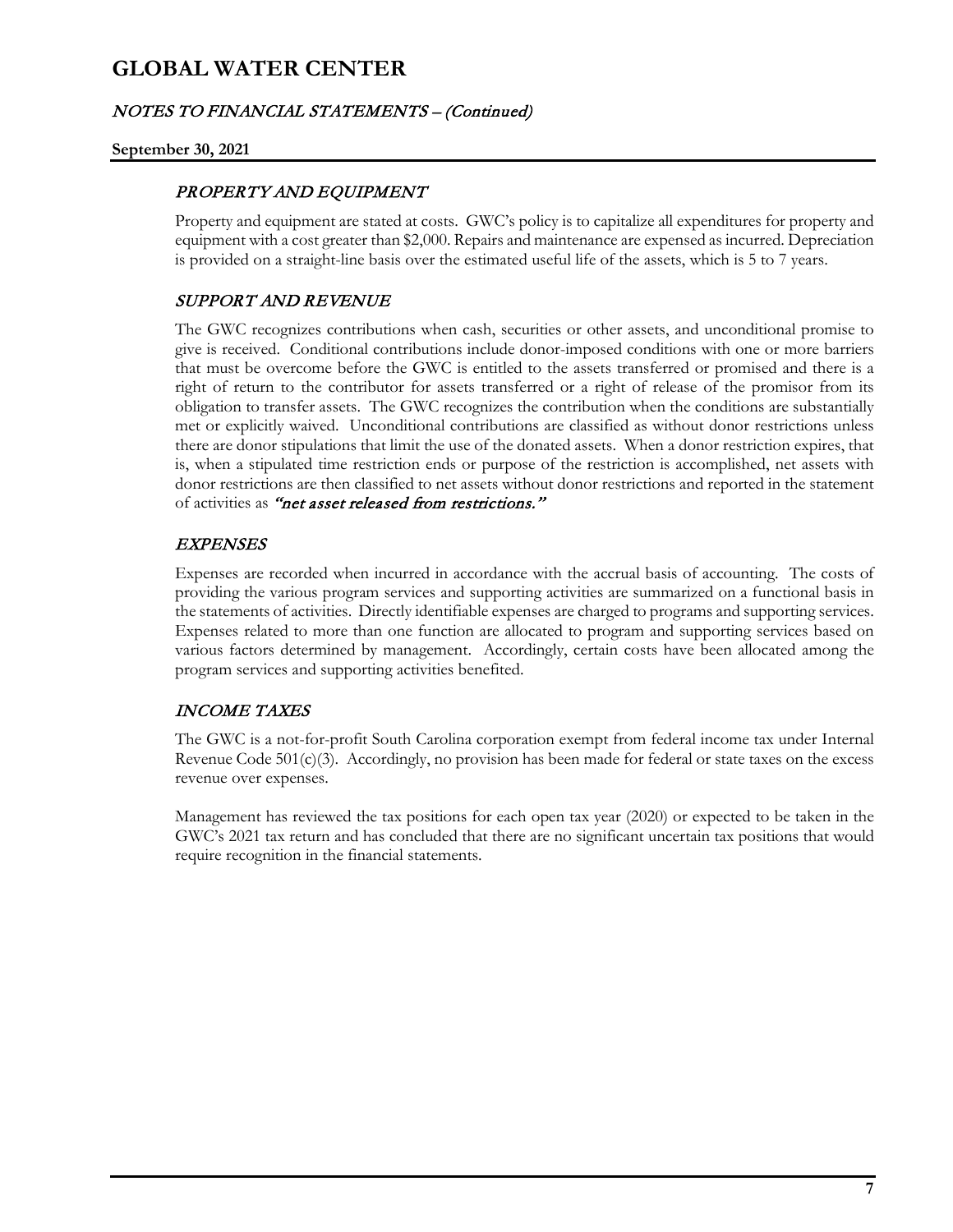# GLOBAL WATER CENTER

## *NOTES TO FINANCIAL STATEMENTS – (Continued)*

**September 30, 2021**

### *PROPERTY AND EQUIPMENT*

Property and equipment are stated at costs. GWC's policy is to capitalize all expenditures for property and equipment with a cost greater than $2,000. Repairs and maintenance are expensed as incurred. Depreciation is provided on a straight-line basis over the estimated useful life of the assets, which is 5 to 7 years.

### *SUPPORT AND REVENUE*

The GWC recognizes contributions when cash, securities or other assets, and unconditional promise to give is received. Conditional contributions include donor-imposed conditions with one or more barriers that must be overcome before the GWC is entitled to the assets transferred or promised and there is a right of return to the contributor for assets transferred or a right of release of the promisor from its obligation to transfer assets. The GWC recognizes the contribution when the conditions are substantially met or explicitly waived. Unconditional contributions are classified as without donor restrictions unless there are donor stipulations that limit the use of the donated assets. When a donor restriction expires, that is, when a stipulated time restriction ends or purpose of the restriction is accomplished, net assets with donor restrictions are then classified to net assets without donor restrictions and reported in the statement of activities as ***"net asset released from restrictions."***

### *EXPENSES*

Expenses are recorded when incurred in accordance with the accrual basis of accounting. The costs of providing the various program services and supporting activities are summarized on a functional basis in the statements of activities. Directly identifiable expenses are charged to programs and supporting services. Expenses related to more than one function are allocated to program and supporting services based on various factors determined by management. Accordingly, certain costs have been allocated among the program services and supporting activities benefited.

### *INCOME TAXES*

The GWC is a not-for-profit South Carolina corporation exempt from federal income tax under Internal Revenue Code 501(c)(3). Accordingly, no provision has been made for federal or state taxes on the excess revenue over expenses.

Management has reviewed the tax positions for each open tax year (2020) or expected to be taken in the GWC's 2021 tax return and has concluded that there are no significant uncertain tax positions that would require recognition in the financial statements.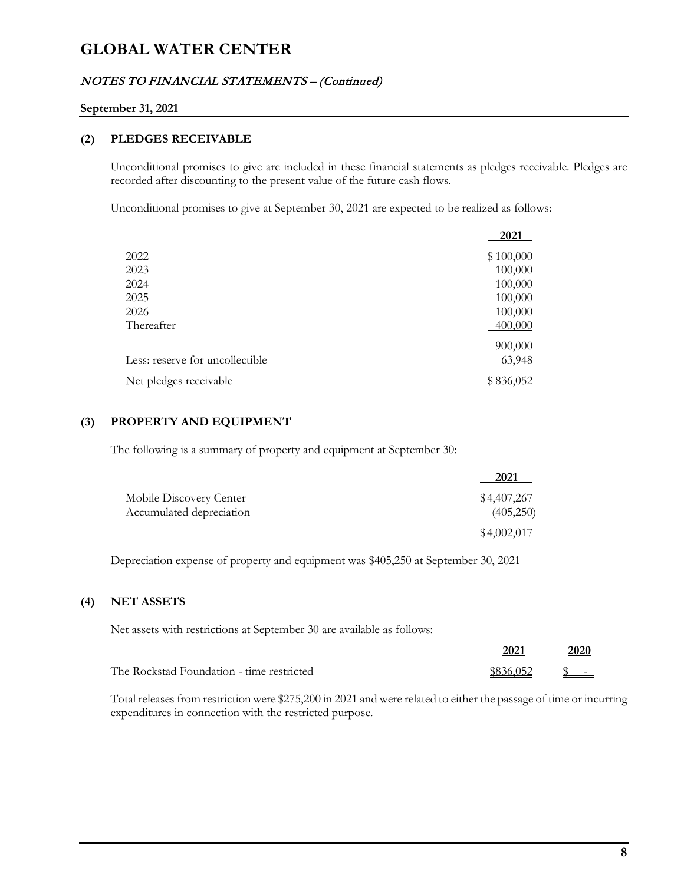# GLOBAL WATER CENTER

*NOTES TO FINANCIAL STATEMENTS – (Continued)*

**September 31, 2021**

## (2) PLEDGES RECEIVABLE

Unconditional promises to give are included in these financial statements as pledges receivable. Pledges are recorded after discounting to the present value of the future cash flows.

Unconditional promises to give at September 30, 2021 are expected to be realized as follows:

| | 2021 |
|---|---|
| 2022 | $ 100,000 |
| 2023 | 100,000 |
| 2024 | 100,000 |
| 2025 | 100,000 |
| 2026 | 100,000 |
| Thereafter | 400,000 |
| | 900,000 |
| Less: reserve for uncollectible | 63,948 |
| Net pledges receivable | $ 836,052 |

## (3) PROPERTY AND EQUIPMENT

The following is a summary of property and equipment at September 30:

| | 2021 |
|---|---|
| Mobile Discovery Center | $ 4,407,267 |
| Accumulated depreciation | (405,250) |
| | $ 4,002,017 |

Depreciation expense of property and equipment was $405,250 at September 30, 2021

## (4) NET ASSETS

Net assets with restrictions at September 30 are available as follows:

| | 2021 | 2020 |
|---|---|---|
| The Rockstad Foundation - time restricted | $836,052 | $ - |

Total releases from restriction were $275,200 in 2021 and were related to either the passage of time or incurring expenditures in connection with the restricted purpose.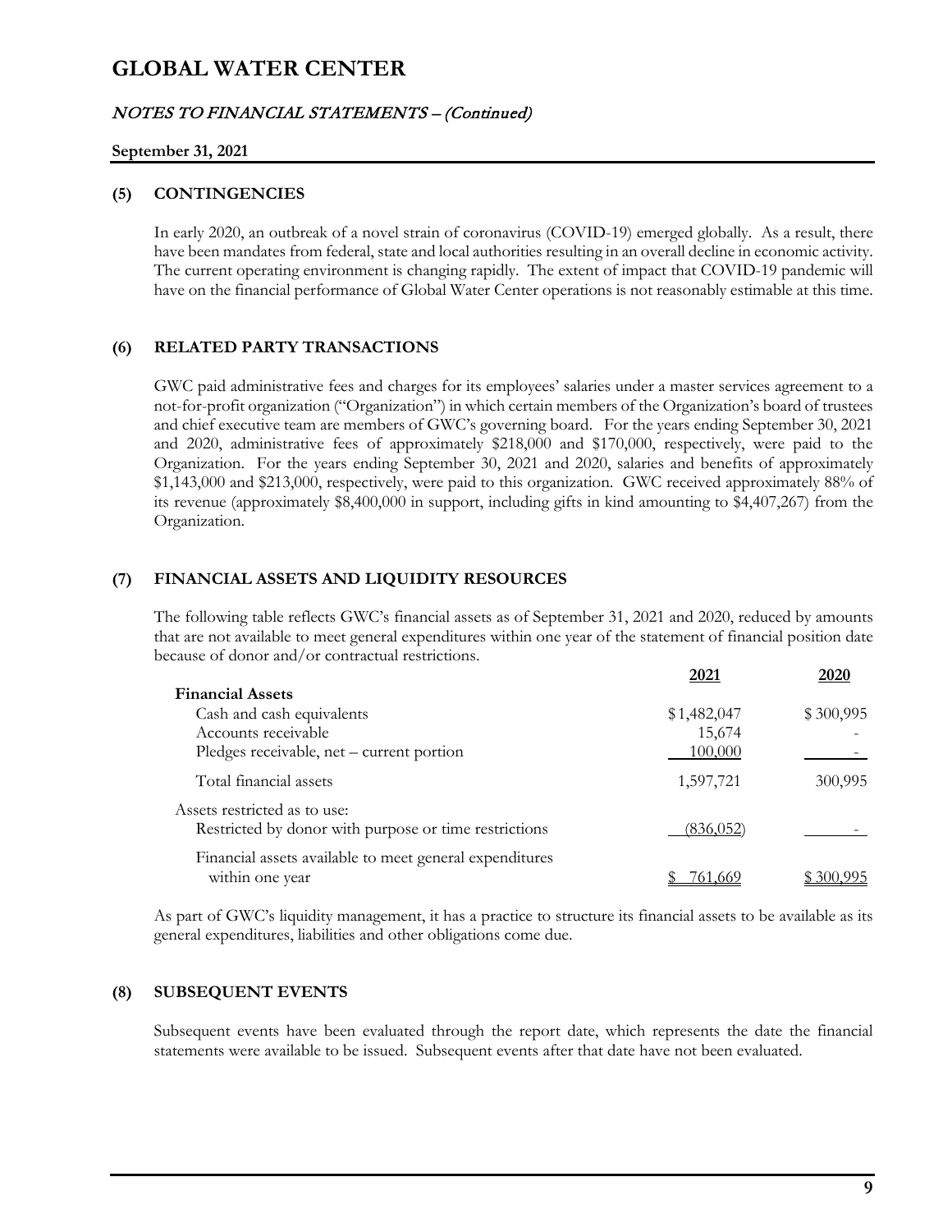# GLOBAL WATER CENTER

## *NOTES TO FINANCIAL STATEMENTS – (Continued)*

**September 31, 2021**

### (5) CONTINGENCIES

In early 2020, an outbreak of a novel strain of coronavirus (COVID-19) emerged globally. As a result, there have been mandates from federal, state and local authorities resulting in an overall decline in economic activity. The current operating environment is changing rapidly. The extent of impact that COVID-19 pandemic will have on the financial performance of Global Water Center operations is not reasonably estimable at this time.

### (6) RELATED PARTY TRANSACTIONS

GWC paid administrative fees and charges for its employees' salaries under a master services agreement to a not-for-profit organization ("Organization") in which certain members of the Organization's board of trustees and chief executive team are members of GWC's governing board. For the years ending September 30, 2021 and 2020, administrative fees of approximately $218,000 and $170,000, respectively, were paid to the Organization. For the years ending September 30, 2021 and 2020, salaries and benefits of approximately $1,143,000 and $213,000, respectively, were paid to this organization. GWC received approximately 88% of its revenue (approximately $8,400,000 in support, including gifts in kind amounting to $4,407,267) from the Organization.

### (7) FINANCIAL ASSETS AND LIQUIDITY RESOURCES

The following table reflects GWC's financial assets as of September 31, 2021 and 2020, reduced by amounts that are not available to meet general expenditures within one year of the statement of financial position date because of donor and/or contractual restrictions.

| | 2021 | 2020 |
|---|---|---|
| **Financial Assets** | | |
| Cash and cash equivalents | $1,482,047 | $ 300,995 |
| Accounts receivable | 15,674 | - |
| Pledges receivable, net – current portion | 100,000 | - |
| Total financial assets | 1,597,721 | 300,995 |
| Assets restricted as to use: | | |
| Restricted by donor with purpose or time restrictions | (836,052) | - |
| Financial assets available to meet general expenditures within one year | $ 761,669 | $ 300,995 |

As part of GWC's liquidity management, it has a practice to structure its financial assets to be available as its general expenditures, liabilities and other obligations come due.

### (8) SUBSEQUENT EVENTS

Subsequent events have been evaluated through the report date, which represents the date the financial statements were available to be issued. Subsequent events after that date have not been evaluated.